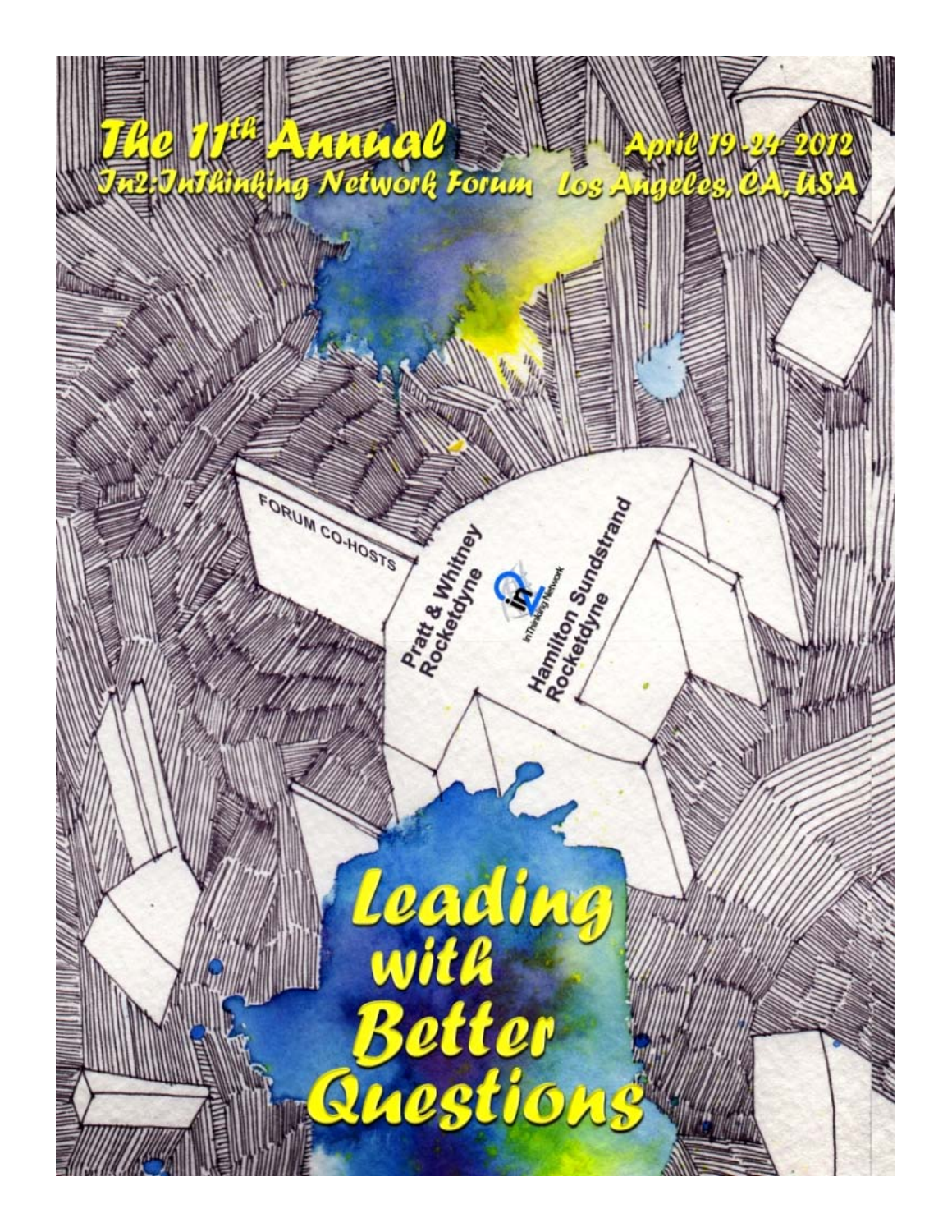# The 11th Annual

## In2:InThinking Network Forum

April 19-24 2012

Los Angeles, CA, USA

FORUM CO-HOSTS

Pratt & Whitney Rocketdyne

InThinking Network

Hamilton Sundstrand Rocketdyne

# Leading with Better Questions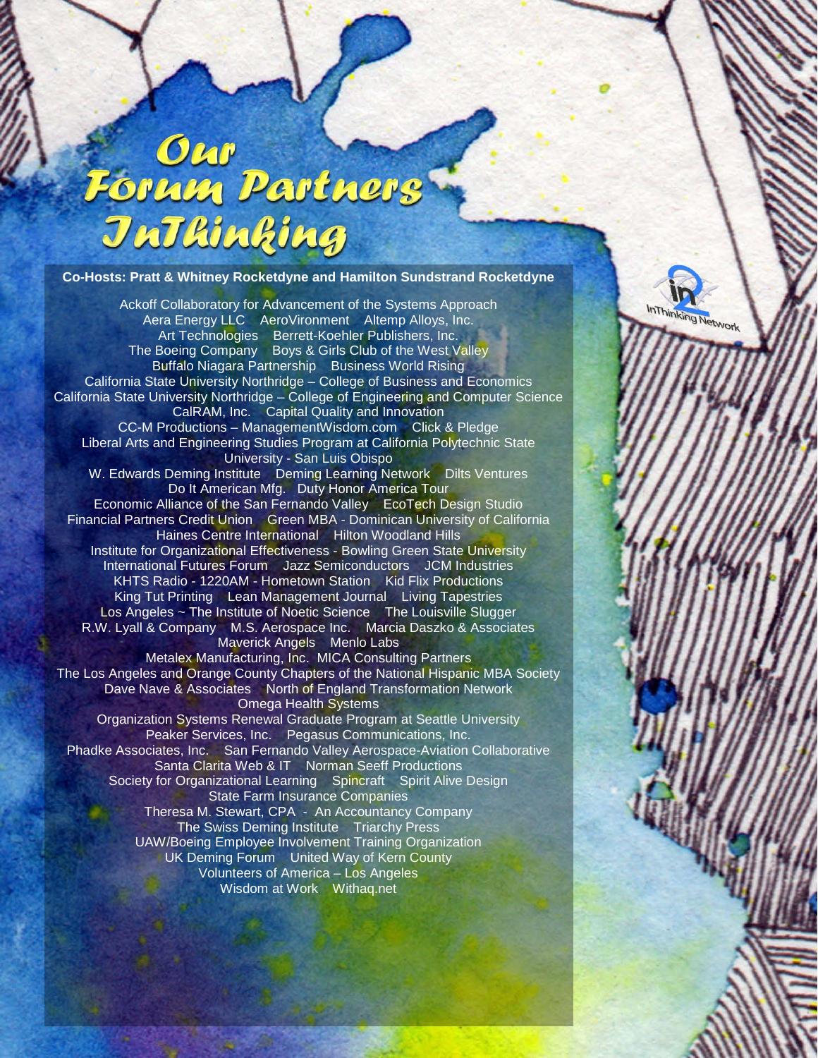# Our Forum Partners InThinking

**Co-Hosts: Pratt & Whitney Rocketdyne and Hamilton Sundstrand Rocketdyne**

Ackoff Collaboratory for Advancement of the Systems Approach
Aera Energy LLC    AeroVironment    Altemp Alloys, Inc.
Art Technologies    Berrett-Koehler Publishers, Inc.
The Boeing Company    Boys & Girls Club of the West Valley
Buffalo Niagara Partnership    Business World Rising
California State University Northridge – College of Business and Economics
California State University Northridge – College of Engineering and Computer Science
CalRAM, Inc.    Capital Quality and Innovation
CC-M Productions – ManagementWisdom.com    Click & Pledge
Liberal Arts and Engineering Studies Program at California Polytechnic State University - San Luis Obispo
W. Edwards Deming Institute    Deming Learning Network    Dilts Ventures
Do It American Mfg.    Duty Honor America Tour
Economic Alliance of the San Fernando Valley    EcoTech Design Studio
Financial Partners Credit Union    Green MBA - Dominican University of California
Haines Centre International    Hilton Woodland Hills
Institute for Organizational Effectiveness - Bowling Green State University
International Futures Forum    Jazz Semiconductors    JCM Industries
KHTS Radio - 1220AM - Hometown Station    Kid Flix Productions
King Tut Printing    Lean Management Journal    Living Tapestries
Los Angeles ~ The Institute of Noetic Science    The Louisville Slugger
R.W. Lyall & Company    M.S. Aerospace Inc.    Marcia Daszko & Associates
Maverick Angels    Menlo Labs
Metalex Manufacturing, Inc.    MICA Consulting Partners
The Los Angeles and Orange County Chapters of the National Hispanic MBA Society
Dave Nave & Associates    North of England Transformation Network
Omega Health Systems
Organization Systems Renewal Graduate Program at Seattle University
Peaker Services, Inc.    Pegasus Communications, Inc.
Phadke Associates, Inc.    San Fernando Valley Aerospace-Aviation Collaborative
Santa Clarita Web & IT    Norman Seeff Productions
Society for Organizational Learning    Spincraft    Spirit Alive Design
State Farm Insurance Companies
Theresa M. Stewart, CPA - An Accountancy Company
The Swiss Deming Institute    Triarchy Press
UAW/Boeing Employee Involvement Training Organization
UK Deming Forum    United Way of Kern County
Volunteers of America – Los Angeles
Wisdom at Work    Withaq.net

InThinking Network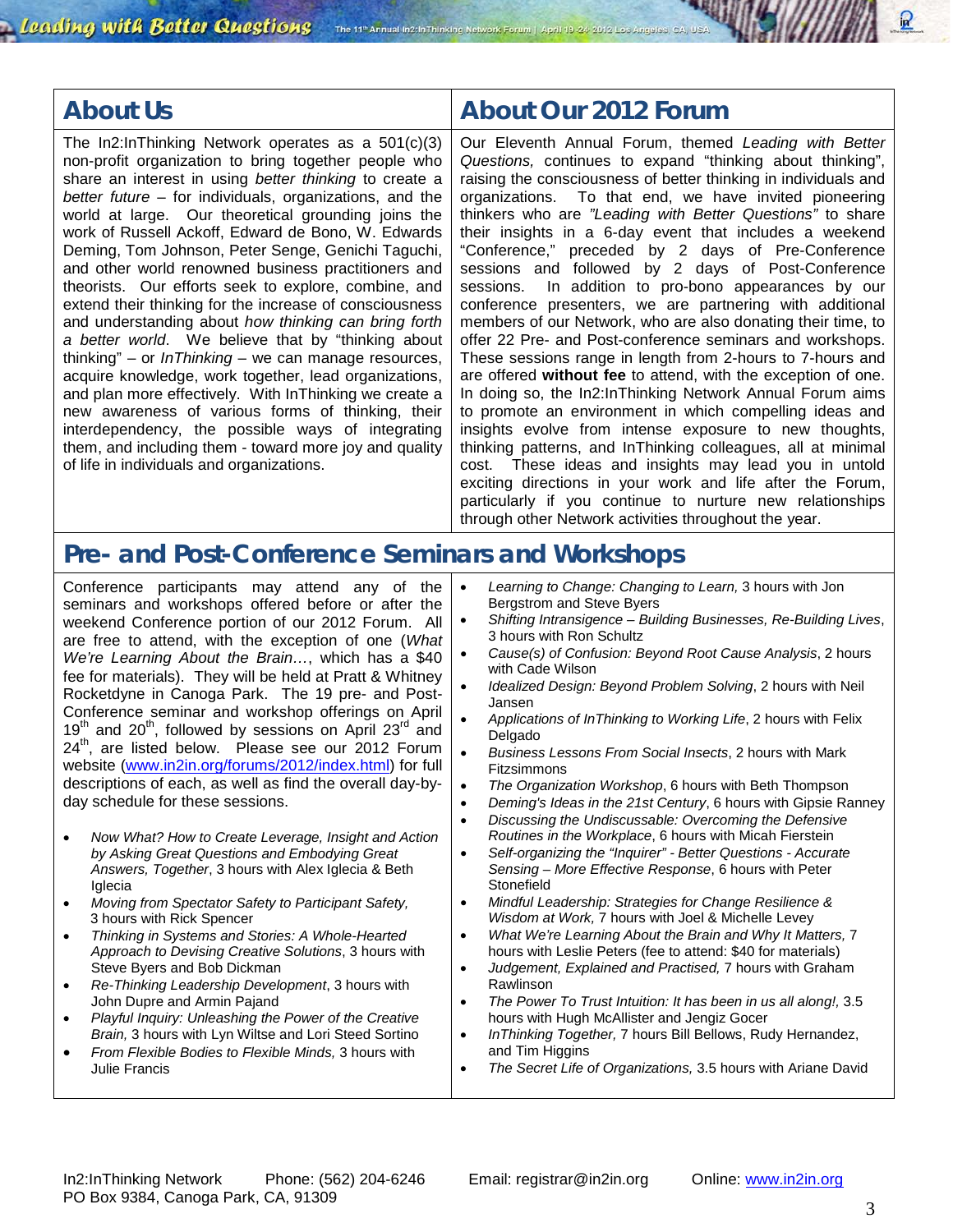## About Us

The In2:InThinking Network operates as a 501(c)(3) non-profit organization to bring together people who share an interest in using *better thinking* to create a *better future* – for individuals, organizations, and the world at large. Our theoretical grounding joins the work of Russell Ackoff, Edward de Bono, W. Edwards Deming, Tom Johnson, Peter Senge, Genichi Taguchi, and other world renowned business practitioners and theorists. Our efforts seek to explore, combine, and extend their thinking for the increase of consciousness and understanding about *how thinking can bring forth a better world*. We believe that by "thinking about thinking" – or *InThinking* – we can manage resources, acquire knowledge, work together, lead organizations, and plan more effectively. With InThinking we create a new awareness of various forms of thinking, their interdependency, the possible ways of integrating them, and including them - toward more joy and quality of life in individuals and organizations.

## About Our 2012 Forum

Our Eleventh Annual Forum, themed *Leading with Better Questions,* continues to expand "thinking about thinking", raising the consciousness of better thinking in individuals and organizations. To that end, we have invited pioneering thinkers who are *"Leading with Better Questions"* to share their insights in a 6-day event that includes a weekend "Conference," preceded by 2 days of Pre-Conference sessions and followed by 2 days of Post-Conference sessions. In addition to pro-bono appearances by our conference presenters, we are partnering with additional members of our Network, who are also donating their time, to offer 22 Pre- and Post-conference seminars and workshops. These sessions range in length from 2-hours to 7-hours and are offered **without fee** to attend, with the exception of one. In doing so, the In2:InThinking Network Annual Forum aims to promote an environment in which compelling ideas and insights evolve from intense exposure to new thoughts, thinking patterns, and InThinking colleagues, all at minimal cost. These ideas and insights may lead you in untold exciting directions in your work and life after the Forum, particularly if you continue to nurture new relationships through other Network activities throughout the year.

## Pre- and Post-Conference Seminars and Workshops

Conference participants may attend any of the seminars and workshops offered before or after the weekend Conference portion of our 2012 Forum. All are free to attend, with the exception of one (*What We're Learning About the Brain…*, which has a $40 fee for materials). They will be held at Pratt & Whitney Rocketdyne in Canoga Park. The 19 pre- and Post-Conference seminar and workshop offerings on April 19th and 20th, followed by sessions on April 23rd and 24th, are listed below. Please see our 2012 Forum website (www.in2in.org/forums/2012/index.html) for full descriptions of each, as well as find the overall day-by-day schedule for these sessions.

- *Now What? How to Create Leverage, Insight and Action by Asking Great Questions and Embodying Great Answers, Together*, 3 hours with Alex Iglecia & Beth Iglecia
- *Moving from Spectator Safety to Participant Safety,* 3 hours with Rick Spencer
- *Thinking in Systems and Stories: A Whole-Hearted Approach to Devising Creative Solutions*, 3 hours with Steve Byers and Bob Dickman
- *Re-Thinking Leadership Development*, 3 hours with John Dupre and Armin Pajand
- *Playful Inquiry: Unleashing the Power of the Creative Brain,* 3 hours with Lyn Wiltse and Lori Steed Sortino
- *From Flexible Bodies to Flexible Minds,* 3 hours with Julie Francis
- *Learning to Change: Changing to Learn,* 3 hours with Jon Bergstrom and Steve Byers
- *Shifting Intransigence – Building Businesses, Re-Building Lives*, 3 hours with Ron Schultz
- *Cause(s) of Confusion: Beyond Root Cause Analysis*, 2 hours with Cade Wilson
- *Idealized Design: Beyond Problem Solving*, 2 hours with Neil Jansen
- *Applications of InThinking to Working Life*, 2 hours with Felix Delgado
- *Business Lessons From Social Insects*, 2 hours with Mark Fitzsimmons
- *The Organization Workshop*, 6 hours with Beth Thompson
- *Deming's Ideas in the 21st Century*, 6 hours with Gipsie Ranney
- *Discussing the Undiscussable: Overcoming the Defensive Routines in the Workplace*, 6 hours with Micah Fierstein
- *Self-organizing the "Inquirer" - Better Questions - Accurate Sensing – More Effective Response*, 6 hours with Peter Stonefield
- *Mindful Leadership: Strategies for Change Resilience & Wisdom at Work,* 7 hours with Joel & Michelle Levey
- *What We're Learning About the Brain and Why It Matters,* 7 hours with Leslie Peters (fee to attend: $40 for materials)
- *Judgement, Explained and Practised,* 7 hours with Graham Rawlinson
- *The Power To Trust Intuition: It has been in us all along!,* 3.5 hours with Hugh McAllister and Jengiz Gocer
- *InThinking Together,* 7 hours Bill Bellows, Rudy Hernandez, and Tim Higgins
- *The Secret Life of Organizations,* 3.5 hours with Ariane David

In2:InThinking Network  Phone: (562) 204-6246  Email: registrar@in2in.org  Online: www.in2in.org
PO Box 9384, Canoga Park, CA, 91309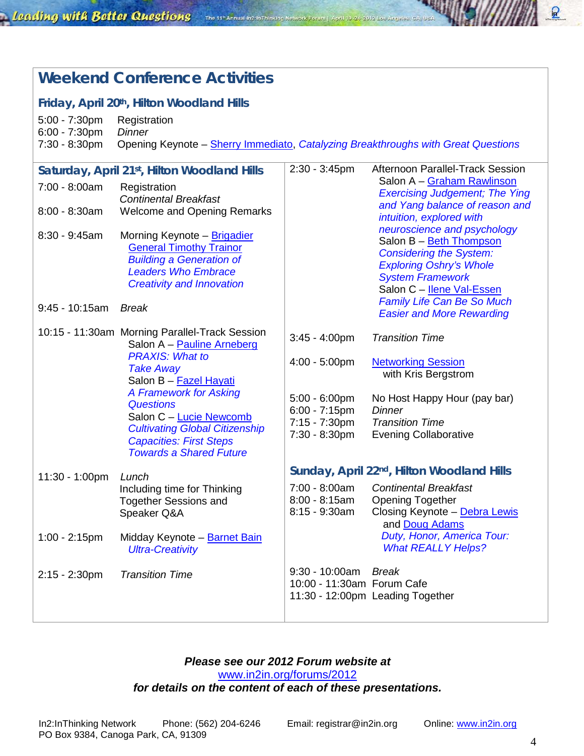# Weekend Conference Activities

## Friday, April 20th, Hilton Woodland Hills

| | |
|---|---|
| 5:00 - 7:30pm | Registration |
| 6:00 - 7:30pm | *Dinner* |
| 7:30 - 8:30pm | Opening Keynote – Sherry Immediato, *Catalyzing Breakthroughs with Great Questions* |

## Saturday, April 21st, Hilton Woodland Hills

| | |
|---|---|
| 7:00 - 8:00am | Registration<br>*Continental Breakfast* |
| 8:00 - 8:30am | Welcome and Opening Remarks |
| 8:30 - 9:45am | Morning Keynote – Brigadier General Timothy Trainor<br>*Building a Generation of Leaders Who Embrace Creativity and Innovation* |
| 9:45 - 10:15am | *Break* |
| 10:15 - 11:30am | Morning Parallel-Track Session<br>Salon A – Pauline Arneberg<br>*PRAXIS: What to Take Away*<br>Salon B – Fazel Hayati<br>*A Framework for Asking Questions*<br>Salon C – Lucie Newcomb<br>*Cultivating Global Citizenship Capacities: First Steps Towards a Shared Future* |
| 11:30 - 1:00pm | *Lunch*<br>Including time for Thinking Together Sessions and Speaker Q&A |
| 1:00 - 2:15pm | Midday Keynote – Barnet Bain<br>*Ultra-Creativity* |
| 2:15 - 2:30pm | *Transition Time* |
| 2:30 - 3:45pm | Afternoon Parallel-Track Session<br>Salon A – Graham Rawlinson<br>*Exercising Judgement; The Ying and Yang balance of reason and intuition, explored with neuroscience and psychology*<br>Salon B – Beth Thompson<br>*Considering the System: Exploring Oshry's Whole System Framework*<br>Salon C – Ilene Val-Essen<br>*Family Life Can Be So Much Easier and More Rewarding* |
| 3:45 - 4:00pm | *Transition Time* |
| 4:00 - 5:00pm | Networking Session<br>with Kris Bergstrom |
| 5:00 - 6:00pm | No Host Happy Hour (pay bar) |
| 6:00 - 7:15pm | *Dinner* |
| 7:15 - 7:30pm | *Transition Time* |
| 7:30 - 8:30pm | Evening Collaborative |

## Sunday, April 22nd, Hilton Woodland Hills

| | |
|---|---|
| 7:00 - 8:00am | *Continental Breakfast* |
| 8:00 - 8:15am | Opening Together |
| 8:15 - 9:30am | Closing Keynote – Debra Lewis and Doug Adams<br>*Duty, Honor, America Tour: What REALLY Helps?* |
| 9:30 - 10:00am | *Break* |
| 10:00 - 11:30am | Forum Cafe |
| 11:30 - 12:00pm | Leading Together |

***Please see our 2012 Forum website at***
www.in2in.org/forums/2012
***for details on the content of each of these presentations.***

In2:InThinking Network Phone: (562) 204-6246 Email: registrar@in2in.org Online: www.in2in.org
PO Box 9384, Canoga Park, CA, 91309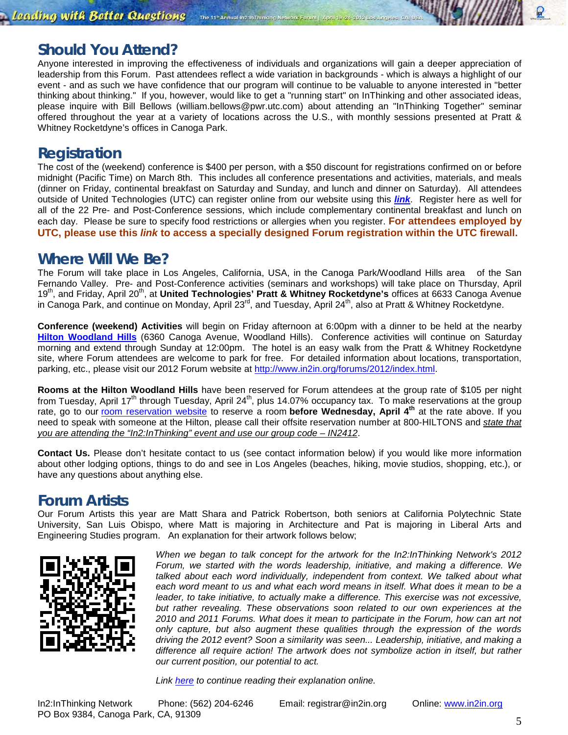## Should You Attend?

Anyone interested in improving the effectiveness of individuals and organizations will gain a deeper appreciation of leadership from this Forum. Past attendees reflect a wide variation in backgrounds - which is always a highlight of our event - and as such we have confidence that our program will continue to be valuable to anyone interested in "better thinking about thinking." If you, however, would like to get a "running start" on InThinking and other associated ideas, please inquire with Bill Bellows (william.bellows@pwr.utc.com) about attending an "InThinking Together" seminar offered throughout the year at a variety of locations across the U.S., with monthly sessions presented at Pratt & Whitney Rocketdyne's offices in Canoga Park.

## Registration

The cost of the (weekend) conference is $400 per person, with a $50 discount for registrations confirmed on or before midnight (Pacific Time) on March 8th. This includes all conference presentations and activities, materials, and meals (dinner on Friday, continental breakfast on Saturday and Sunday, and lunch and dinner on Saturday). All attendees outside of United Technologies (UTC) can register online from our website using this ***link***. Register here as well for all of the 22 Pre- and Post-Conference sessions, which include complementary continental breakfast and lunch on each day. Please be sure to specify food restrictions or allergies when you register. **For attendees employed by UTC, please use this *link* to access a specially designed Forum registration within the UTC firewall.**

## Where Will We Be?

The Forum will take place in Los Angeles, California, USA, in the Canoga Park/Woodland Hills area of the San Fernando Valley. Pre- and Post-Conference activities (seminars and workshops) will take place on Thursday, April 19th, and Friday, April 20th, at **United Technologies' Pratt & Whitney Rocketdyne's** offices at 6633 Canoga Avenue in Canoga Park, and continue on Monday, April 23rd, and Tuesday, April 24th, also at Pratt & Whitney Rocketdyne.

**Conference (weekend) Activities** will begin on Friday afternoon at 6:00pm with a dinner to be held at the nearby **Hilton Woodland Hills** (6360 Canoga Avenue, Woodland Hills). Conference activities will continue on Saturday morning and extend through Sunday at 12:00pm. The hotel is an easy walk from the Pratt & Whitney Rocketdyne site, where Forum attendees are welcome to park for free. For detailed information about locations, transportation, parking, etc., please visit our 2012 Forum website at http://www.in2in.org/forums/2012/index.html.

**Rooms at the Hilton Woodland Hills** have been reserved for Forum attendees at the group rate of $105 per night from Tuesday, April 17th through Tuesday, April 24th, plus 14.07% occupancy tax. To make reservations at the group rate, go to our room reservation website to reserve a room **before Wednesday, April 4th** at the rate above. If you need to speak with someone at the Hilton, please call their offsite reservation number at 800-HILTONS and state that you are attending the "In2:InThinking" event and use our group code – IN2412.

**Contact Us.** Please don't hesitate contact to us (see contact information below) if you would like more information about other lodging options, things to do and see in Los Angeles (beaches, hiking, movie studios, shopping, etc.), or have any questions about anything else.

## Forum Artists

Our Forum Artists this year are Matt Shara and Patrick Robertson, both seniors at California Polytechnic State University, San Luis Obispo, where Matt is majoring in Architecture and Pat is majoring in Liberal Arts and Engineering Studies program. An explanation for their artwork follows below;

*When we began to talk concept for the artwork for the In2:InThinking Network's 2012 Forum, we started with the words leadership, initiative, and making a difference. We talked about each word individually, independent from context. We talked about what each word meant to us and what each word means in itself. What does it mean to be a leader, to take initiative, to actually make a difference. This exercise was not excessive, but rather revealing. These observations soon related to our own experiences at the 2010 and 2011 Forums. What does it mean to participate in the Forum, how can art not only capture, but also augment these qualities through the expression of the words driving the 2012 event? Soon a similarity was seen... Leadership, initiative, and making a difference all require action! The artwork does not symbolize action in itself, but rather our current position, our potential to act.*

*Link here to continue reading their explanation online.*

In2:InThinking Network  Phone: (562) 204-6246  Email: registrar@in2in.org  Online: www.in2in.org
PO Box 9384, Canoga Park, CA, 91309